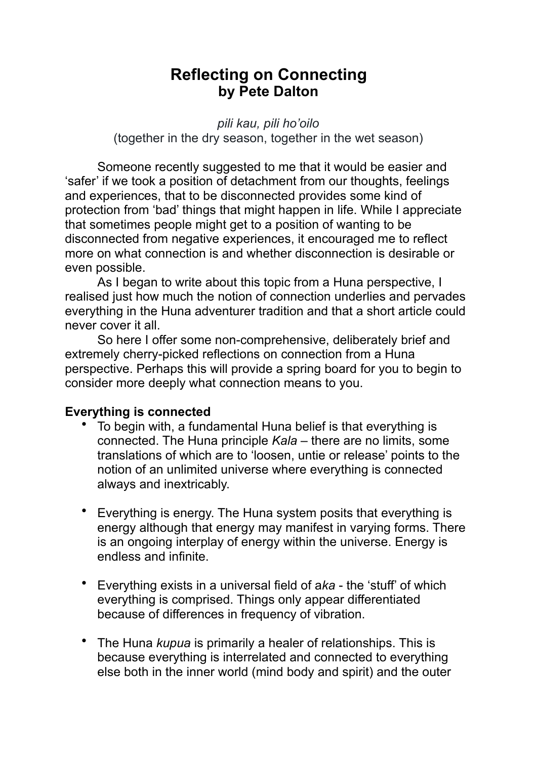# Reflecting on Connecting
## by Pete Dalton

*pili kau, pili ho'oilo*
(together in the dry season, together in the wet season)

Someone recently suggested to me that it would be easier and 'safer' if we took a position of detachment from our thoughts, feelings and experiences, that to be disconnected provides some kind of protection from 'bad' things that might happen in life. While I appreciate that sometimes people might get to a position of wanting to be disconnected from negative experiences, it encouraged me to reflect more on what connection is and whether disconnection is desirable or even possible.

As I began to write about this topic from a Huna perspective, I realised just how much the notion of connection underlies and pervades everything in the Huna adventurer tradition and that a short article could never cover it all.

So here I offer some non-comprehensive, deliberately brief and extremely cherry-picked reflections on connection from a Huna perspective. Perhaps this will provide a spring board for you to begin to consider more deeply what connection means to you.

**Everything is connected**

- To begin with, a fundamental Huna belief is that everything is connected. The Huna principle *Kala* – there are no limits, some translations of which are to 'loosen, untie or release' points to the notion of an unlimited universe where everything is connected always and inextricably.

- Everything is energy. The Huna system posits that everything is energy although that energy may manifest in varying forms. There is an ongoing interplay of energy within the universe. Energy is endless and infinite.

- Everything exists in a universal field of a*ka* - the 'stuff' of which everything is comprised. Things only appear differentiated because of differences in frequency of vibration.

- The Huna *kupua* is primarily a healer of relationships. This is because everything is interrelated and connected to everything else both in the inner world (mind body and spirit) and the outer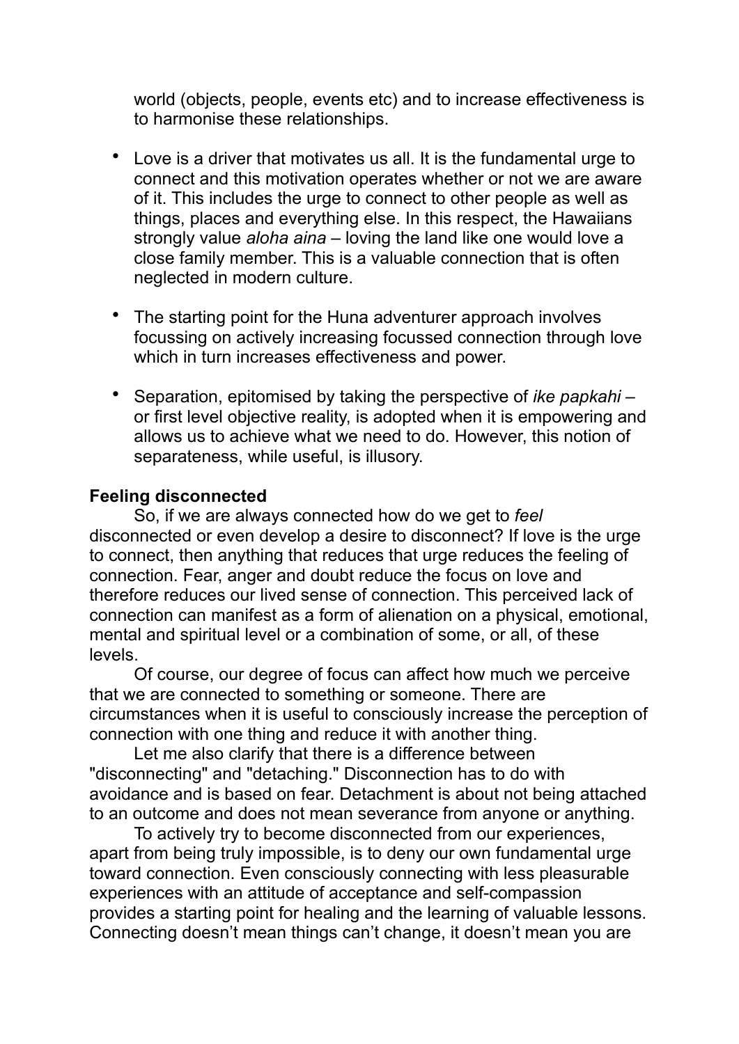world (objects, people, events etc) and to increase effectiveness is to harmonise these relationships.

- Love is a driver that motivates us all. It is the fundamental urge to connect and this motivation operates whether or not we are aware of it. This includes the urge to connect to other people as well as things, places and everything else. In this respect, the Hawaiians strongly value *aloha aina* – loving the land like one would love a close family member. This is a valuable connection that is often neglected in modern culture.

- The starting point for the Huna adventurer approach involves focussing on actively increasing focussed connection through love which in turn increases effectiveness and power.

- Separation, epitomised by taking the perspective of *ike papkahi* – or first level objective reality, is adopted when it is empowering and allows us to achieve what we need to do. However, this notion of separateness, while useful, is illusory.

**Feeling disconnected**

So, if we are always connected how do we get to *feel* disconnected or even develop a desire to disconnect? If love is the urge to connect, then anything that reduces that urge reduces the feeling of connection. Fear, anger and doubt reduce the focus on love and therefore reduces our lived sense of connection. This perceived lack of connection can manifest as a form of alienation on a physical, emotional, mental and spiritual level or a combination of some, or all, of these levels.

Of course, our degree of focus can affect how much we perceive that we are connected to something or someone. There are circumstances when it is useful to consciously increase the perception of connection with one thing and reduce it with another thing.

Let me also clarify that there is a difference between "disconnecting" and "detaching." Disconnection has to do with avoidance and is based on fear. Detachment is about not being attached to an outcome and does not mean severance from anyone or anything.

To actively try to become disconnected from our experiences, apart from being truly impossible, is to deny our own fundamental urge toward connection. Even consciously connecting with less pleasurable experiences with an attitude of acceptance and self-compassion provides a starting point for healing and the learning of valuable lessons. Connecting doesn't mean things can't change, it doesn't mean you are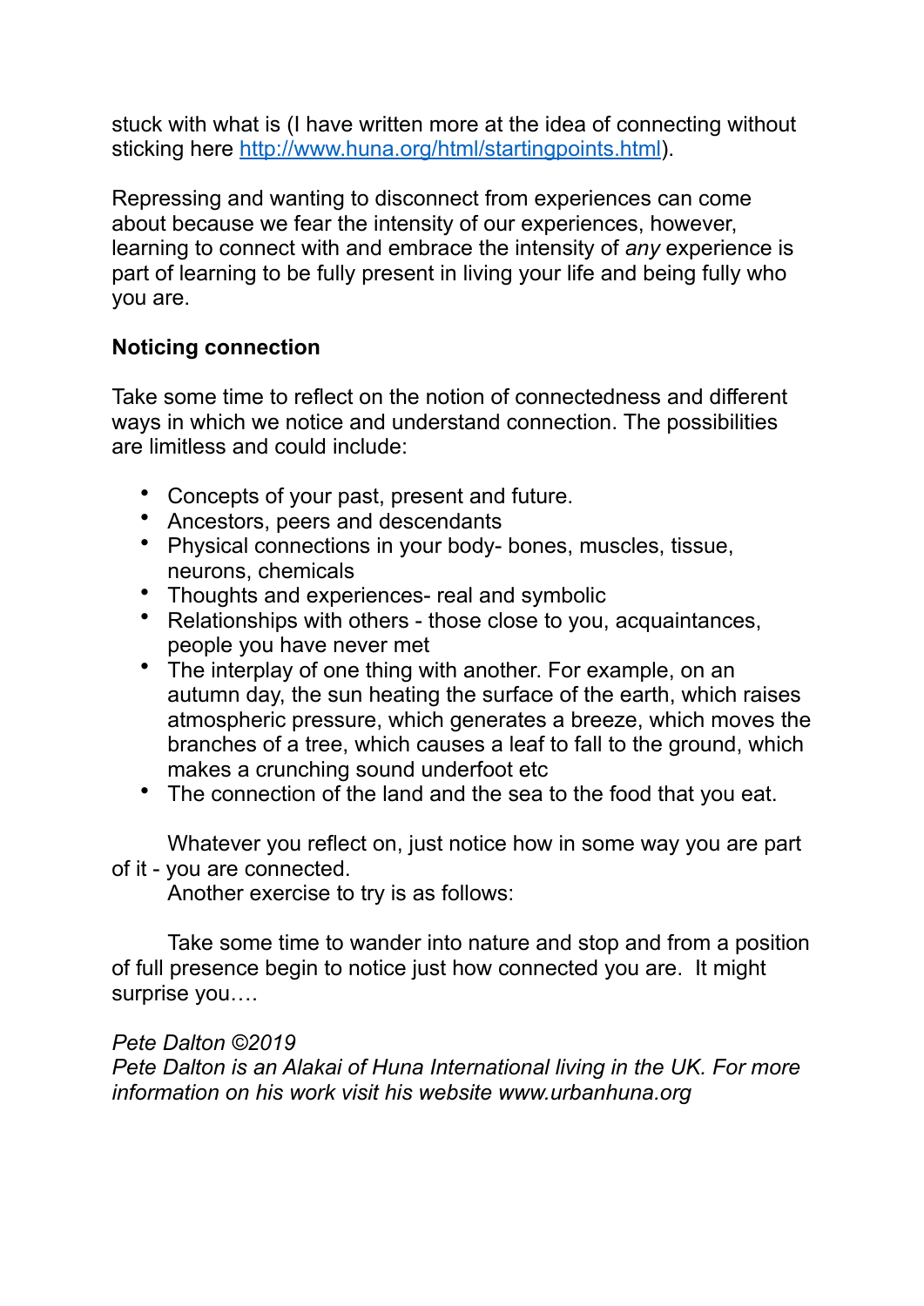stuck with what is (I have written more at the idea of connecting without sticking here http://www.huna.org/html/startingpoints.html).

Repressing and wanting to disconnect from experiences can come about because we fear the intensity of our experiences, however, learning to connect with and embrace the intensity of *any* experience is part of learning to be fully present in living your life and being fully who you are.

**Noticing connection**

Take some time to reflect on the notion of connectedness and different ways in which we notice and understand connection. The possibilities are limitless and could include:

- Concepts of your past, present and future.
- Ancestors, peers and descendants
- Physical connections in your body- bones, muscles, tissue, neurons, chemicals
- Thoughts and experiences- real and symbolic
- Relationships with others - those close to you, acquaintances, people you have never met
- The interplay of one thing with another. For example, on an autumn day, the sun heating the surface of the earth, which raises atmospheric pressure, which generates a breeze, which moves the branches of a tree, which causes a leaf to fall to the ground, which makes a crunching sound underfoot etc
- The connection of the land and the sea to the food that you eat.

Whatever you reflect on, just notice how in some way you are part of it - you are connected.

Another exercise to try is as follows:

Take some time to wander into nature and stop and from a position of full presence begin to notice just how connected you are. It might surprise you….

*Pete Dalton ©2019*
*Pete Dalton is an Alakai of Huna International living in the UK. For more information on his work visit his website www.urbanhuna.org*